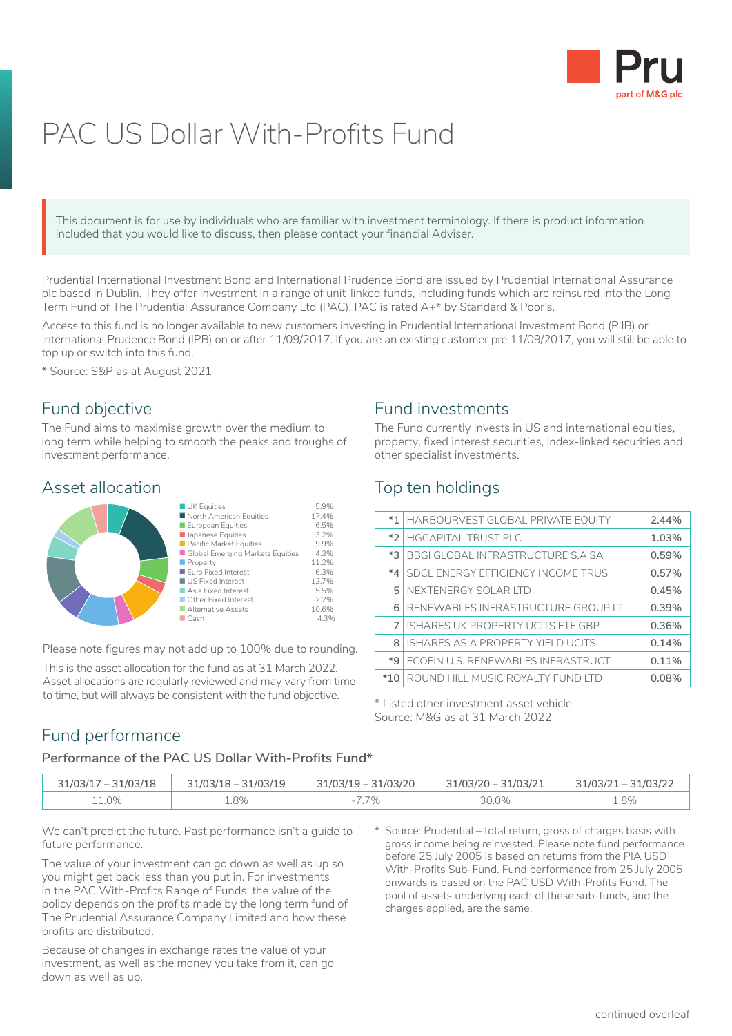# PAC US Dollar With-Profits Fund

This document is for use by individuals who are familiar with investment terminology. If there is product information included that you would like to discuss, then please contact your financial Adviser.

Prudential International Investment Bond and International Prudence Bond are issued by Prudential International Assurance plc based in Dublin. They offer investment in a range of unit-linked funds, including funds which are reinsured into the Long-Term Fund of The Prudential Assurance Company Ltd (PAC). PAC is rated A+* by Standard & Poor's.

Access to this fund is no longer available to new customers investing in Prudential International Investment Bond (PIIB) or International Prudence Bond (IPB) on or after 11/09/2017. If you are an existing customer pre 11/09/2017, you will still be able to top up or switch into this fund.

* Source: S&P as at August 2021

## Fund objective

The Fund aims to maximise growth over the medium to long term while helping to smooth the peaks and troughs of investment performance.

## Asset allocation

| Asset | % |
|---|---|
| UK Equities | 5.9% |
| North American Equities | 17.4% |
| European Equities | 6.5% |
| Japanese Equities | 3.2% |
| Pacific Market Equities | 9.9% |
| Global Emerging Markets Equities | 4.3% |
| Property | 11.2% |
| Euro Fixed Interest | 6.3% |
| US Fixed Interest | 12.7% |
| Asia Fixed Interest | 5.5% |
| Other Fixed Interest | 2.2% |
| Alternative Assets | 10.6% |
| Cash | 4.3% |

Please note figures may not add up to 100% due to rounding.

This is the asset allocation for the fund as at 31 March 2022. Asset allocations are regularly reviewed and may vary from time to time, but will always be consistent with the fund objective.

## Fund investments

The Fund currently invests in US and international equities, property, fixed interest securities, index-linked securities and other specialist investments.

## Top ten holdings

| | Holding | % |
|---|---|---|
| *1 | HARBOURVEST GLOBAL PRIVATE EQUITY | 2.44% |
| *2 | HGCAPITAL TRUST PLC | 1.03% |
| *3 | BBGI GLOBAL INFRASTRUCTURE S.A SA | 0.59% |
| *4 | SDCL ENERGY EFFICIENCY INCOME TRUS | 0.57% |
| 5 | NEXTENERGY SOLAR LTD | 0.45% |
| 6 | RENEWABLES INFRASTRUCTURE GROUP LT | 0.39% |
| 7 | ISHARES UK PROPERTY UCITS ETF GBP | 0.36% |
| 8 | ISHARES ASIA PROPERTY YIELD UCITS | 0.14% |
| *9 | ECOFIN U.S. RENEWABLES INFRASTRUCT | 0.11% |
| *10 | ROUND HILL MUSIC ROYALTY FUND LTD | 0.08% |

* Listed other investment asset vehicle
Source: M&G as at 31 March 2022

## Fund performance

### Performance of the PAC US Dollar With-Profits Fund*

| 31/03/17 – 31/03/18 | 31/03/18 – 31/03/19 | 31/03/19 – 31/03/20 | 31/03/20 – 31/03/21 | 31/03/21 – 31/03/22 |
|---|---|---|---|---|
| 11.0% | 1.8% | -7.7% | 30.0% | 1.8% |

We can't predict the future. Past performance isn't a guide to future performance.

The value of your investment can go down as well as up so you might get back less than you put in. For investments in the PAC With-Profits Range of Funds, the value of the policy depends on the profits made by the long term fund of The Prudential Assurance Company Limited and how these profits are distributed.

Because of changes in exchange rates the value of your investment, as well as the money you take from it, can go down as well as up.

* Source: Prudential – total return, gross of charges basis with gross income being reinvested. Please note fund performance before 25 July 2005 is based on returns from the PIA USD With-Profits Sub-Fund. Fund performance from 25 July 2005 onwards is based on the PAC USD With-Profits Fund. The pool of assets underlying each of these sub-funds, and the charges applied, are the same.

continued overleaf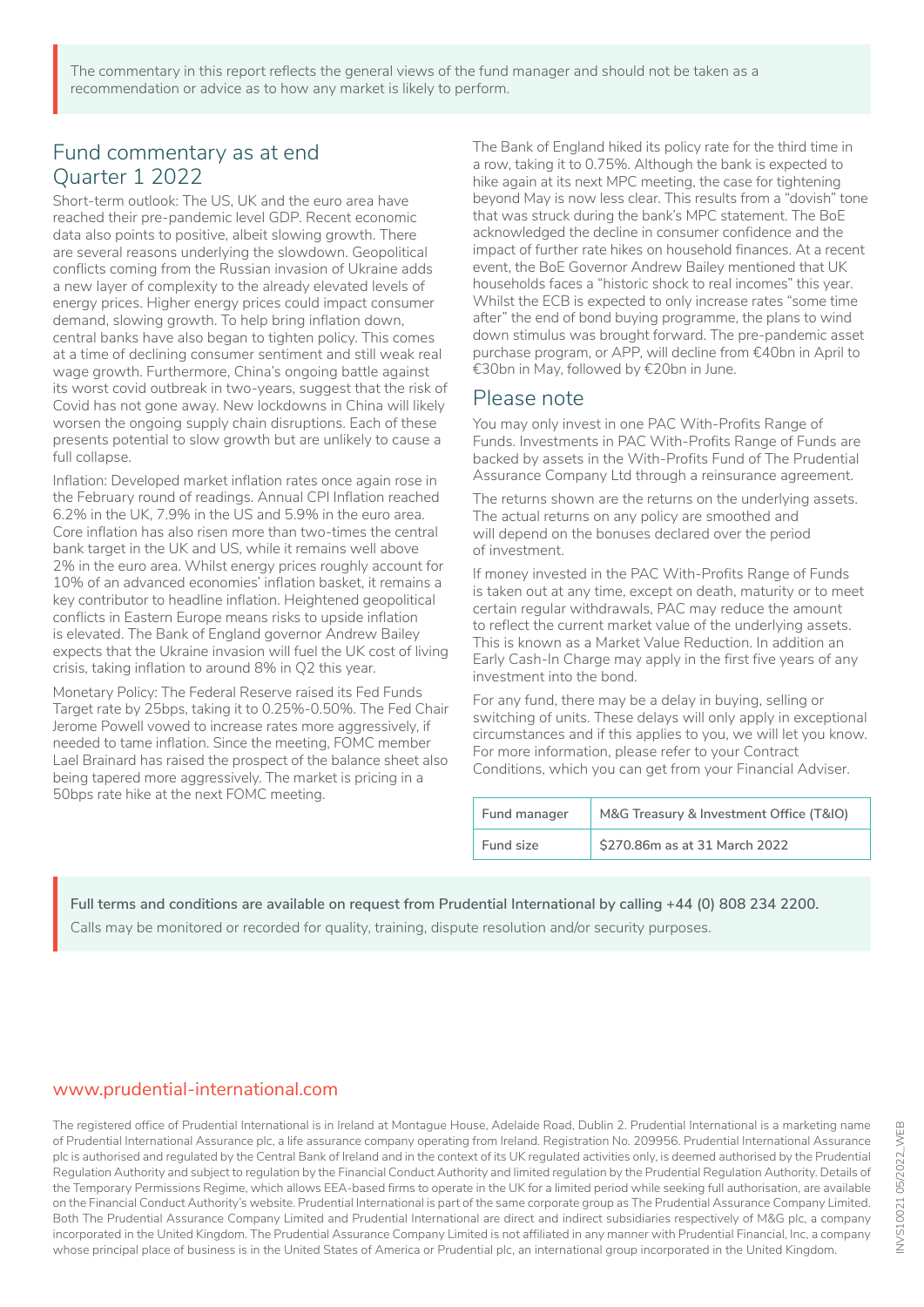The commentary in this report reflects the general views of the fund manager and should not be taken as a recommendation or advice as to how any market is likely to perform.

## Fund commentary as at end Quarter 1 2022

Short-term outlook: The US, UK and the euro area have reached their pre-pandemic level GDP. Recent economic data also points to positive, albeit slowing growth. There are several reasons underlying the slowdown. Geopolitical conflicts coming from the Russian invasion of Ukraine adds a new layer of complexity to the already elevated levels of energy prices. Higher energy prices could impact consumer demand, slowing growth. To help bring inflation down, central banks have also began to tighten policy. This comes at a time of declining consumer sentiment and still weak real wage growth. Furthermore, China's ongoing battle against its worst covid outbreak in two-years, suggest that the risk of Covid has not gone away. New lockdowns in China will likely worsen the ongoing supply chain disruptions. Each of these presents potential to slow growth but are unlikely to cause a full collapse.

Inflation: Developed market inflation rates once again rose in the February round of readings. Annual CPI Inflation reached 6.2% in the UK, 7.9% in the US and 5.9% in the euro area. Core inflation has also risen more than two-times the central bank target in the UK and US, while it remains well above 2% in the euro area. Whilst energy prices roughly account for 10% of an advanced economies' inflation basket, it remains a key contributor to headline inflation. Heightened geopolitical conflicts in Eastern Europe means risks to upside inflation is elevated. The Bank of England governor Andrew Bailey expects that the Ukraine invasion will fuel the UK cost of living crisis, taking inflation to around 8% in Q2 this year.

Monetary Policy: The Federal Reserve raised its Fed Funds Target rate by 25bps, taking it to 0.25%-0.50%. The Fed Chair Jerome Powell vowed to increase rates more aggressively, if needed to tame inflation. Since the meeting, FOMC member Lael Brainard has raised the prospect of the balance sheet also being tapered more aggressively. The market is pricing in a 50bps rate hike at the next FOMC meeting.

The Bank of England hiked its policy rate for the third time in a row, taking it to 0.75%. Although the bank is expected to hike again at its next MPC meeting, the case for tightening beyond May is now less clear. This results from a "dovish" tone that was struck during the bank's MPC statement. The BoE acknowledged the decline in consumer confidence and the impact of further rate hikes on household finances. At a recent event, the BoE Governor Andrew Bailey mentioned that UK households faces a "historic shock to real incomes" this year. Whilst the ECB is expected to only increase rates "some time after" the end of bond buying programme, the plans to wind down stimulus was brought forward. The pre-pandemic asset purchase program, or APP, will decline from €40bn in April to €30bn in May, followed by €20bn in June.

## Please note

You may only invest in one PAC With-Profits Range of Funds. Investments in PAC With-Profits Range of Funds are backed by assets in the With-Profits Fund of The Prudential Assurance Company Ltd through a reinsurance agreement.

The returns shown are the returns on the underlying assets. The actual returns on any policy are smoothed and will depend on the bonuses declared over the period of investment.

If money invested in the PAC With-Profits Range of Funds is taken out at any time, except on death, maturity or to meet certain regular withdrawals, PAC may reduce the amount to reflect the current market value of the underlying assets. This is known as a Market Value Reduction. In addition an Early Cash-In Charge may apply in the first five years of any investment into the bond.

For any fund, there may be a delay in buying, selling or switching of units. These delays will only apply in exceptional circumstances and if this applies to you, we will let you know. For more information, please refer to your Contract Conditions, which you can get from your Financial Adviser.

| | |
|---|---|
| Fund manager | M&G Treasury & Investment Office (T&IO) |
| Fund size | $270.86m as at 31 March 2022 |

**Full terms and conditions are available on request from Prudential International by calling +44 (0) 808 234 2200.**

Calls may be monitored or recorded for quality, training, dispute resolution and/or security purposes.

www.prudential-international.com

The registered office of Prudential International is in Ireland at Montague House, Adelaide Road, Dublin 2. Prudential International is a marketing name of Prudential International Assurance plc, a life assurance company operating from Ireland. Registration No. 209956. Prudential International Assurance plc is authorised and regulated by the Central Bank of Ireland and in the context of its UK regulated activities only, is deemed authorised by the Prudential Regulation Authority and subject to regulation by the Financial Conduct Authority and limited regulation by the Prudential Regulation Authority. Details of the Temporary Permissions Regime, which allows EEA-based firms to operate in the UK for a limited period while seeking full authorisation, are available on the Financial Conduct Authority's website. Prudential International is part of the same corporate group as The Prudential Assurance Company Limited. Both The Prudential Assurance Company Limited and Prudential International are direct and indirect subsidiaries respectively of M&G plc, a company incorporated in the United Kingdom. The Prudential Assurance Company Limited is not affiliated in any manner with Prudential Financial, Inc, a company whose principal place of business is in the United States of America or Prudential plc, an international group incorporated in the United Kingdom.

INVS10021 05/2022_WEB